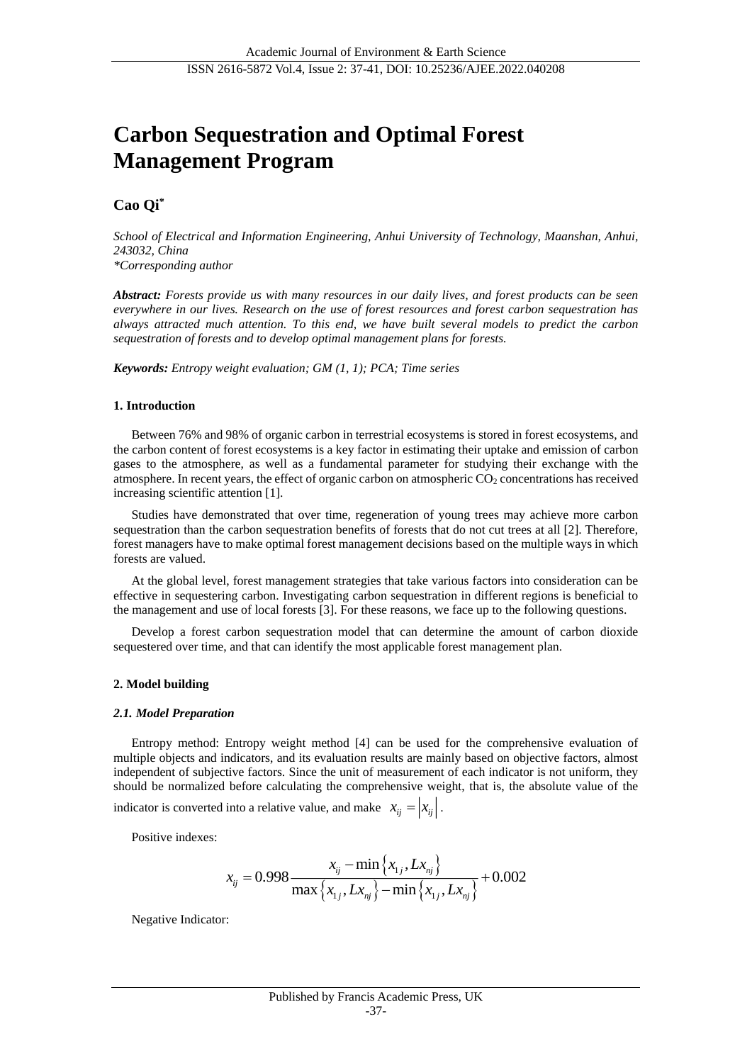# Carbon Sequestration and Optimal Forest Management Program

**Cao Qi***

*School of Electrical and Information Engineering, Anhui University of Technology, Maanshan, Anhui, 243032, China*
*\*Corresponding author*

***Abstract:*** *Forests provide us with many resources in our daily lives, and forest products can be seen everywhere in our lives. Research on the use of forest resources and forest carbon sequestration has always attracted much attention. To this end, we have built several models to predict the carbon sequestration of forests and to develop optimal management plans for forests.*

***Keywords:*** *Entropy weight evaluation; GM (1, 1); PCA; Time series*

## 1. Introduction

Between 76% and 98% of organic carbon in terrestrial ecosystems is stored in forest ecosystems, and the carbon content of forest ecosystems is a key factor in estimating their uptake and emission of carbon gases to the atmosphere, as well as a fundamental parameter for studying their exchange with the atmosphere. In recent years, the effect of organic carbon on atmospheric $CO_2$ concentrations has received increasing scientific attention [1].

Studies have demonstrated that over time, regeneration of young trees may achieve more carbon sequestration than the carbon sequestration benefits of forests that do not cut trees at all [2]. Therefore, forest managers have to make optimal forest management decisions based on the multiple ways in which forests are valued.

At the global level, forest management strategies that take various factors into consideration can be effective in sequestering carbon. Investigating carbon sequestration in different regions is beneficial to the management and use of local forests [3]. For these reasons, we face up to the following questions.

Develop a forest carbon sequestration model that can determine the amount of carbon dioxide sequestered over time, and that can identify the most applicable forest management plan.

## 2. Model building

### *2.1. Model Preparation*

Entropy method: Entropy weight method [4] can be used for the comprehensive evaluation of multiple objects and indicators, and its evaluation results are mainly based on objective factors, almost independent of subjective factors. Since the unit of measurement of each indicator is not uniform, they should be normalized before calculating the comprehensive weight, that is, the absolute value of the indicator is converted into a relative value, and make $x_{ij} = \left|x_{ij}\right|$.

Positive indexes:

$$x_{ij} = 0.998 \frac{x_{ij} - \min\left\{x_{1j}, Lx_{nj}\right\}}{\max\left\{x_{1j}, Lx_{nj}\right\} - \min\left\{x_{1j}, Lx_{nj}\right\}} + 0.002$$

Negative Indicator: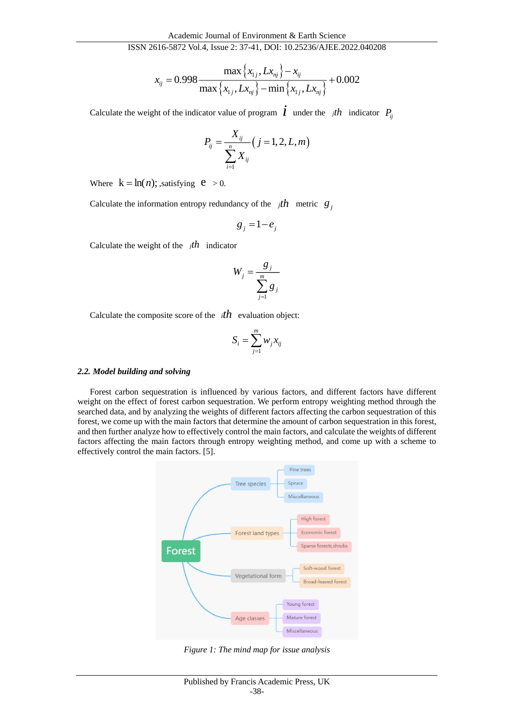$$x_{ij} = 0.998 \frac{\max\left\{x_{1j}, Lx_{nj}\right\} - x_{ij}}{\max\left\{x_{1j}, Lx_{nj}\right\} - \min\left\{x_{1j}, Lx_{nj}\right\}} + 0.002$$

Calculate the weight of the indicator value of program $i$ under the $jth$ indicator $P_{ij}$

$$P_{ij} = \frac{X_{ij}}{\sum_{i=1}^{n} X_{ij}} \left( j = 1, 2, L, m \right)$$

Where $k = \ln(n)$; ,satisfying $e > 0$.

Calculate the information entropy redundancy of the $jth$ metric $g_j$

$$g_j = 1 - e_j$$

Calculate the weight of the $jth$ indicator

$$W_j = \frac{g_j}{\sum_{j=1}^{m} g_j}$$

Calculate the composite score of the $ith$ evaluation object:

$$S_i = \sum_{j=1}^{m} w_j x_{ij}$$

### *2.2. Model building and solving*

Forest carbon sequestration is influenced by various factors, and different factors have different weight on the effect of forest carbon sequestration. We perform entropy weighting method through the searched data, and by analyzing the weights of different factors affecting the carbon sequestration of this forest, we come up with the main factors that determine the amount of carbon sequestration in this forest, and then further analyze how to effectively control the main factors, and calculate the weights of different factors affecting the main factors through entropy weighting method, and come up with a scheme to effectively control the main factors. [5].

*Figure 1: The mind map for issue analysis*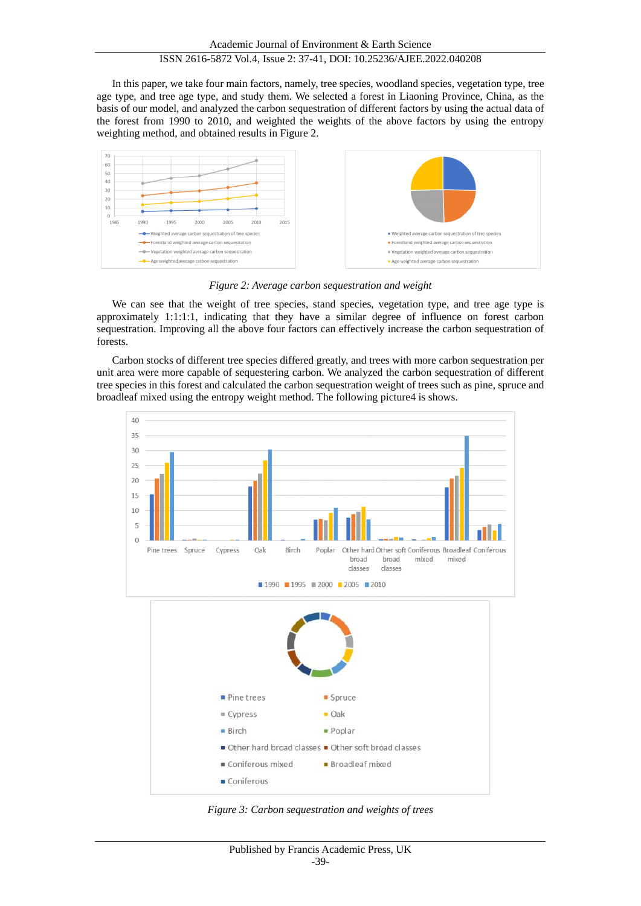In this paper, we take four main factors, namely, tree species, woodland species, vegetation type, tree age type, and tree age type, and study them. We selected a forest in Liaoning Province, China, as the basis of our model, and analyzed the carbon sequestration of different factors by using the actual data of the forest from 1990 to 2010, and weighted the weights of the above factors by using the entropy weighting method, and obtained results in Figure 2.

*Figure 2: Average carbon sequestration and weight*

We can see that the weight of tree species, stand species, vegetation type, and tree age type is approximately 1:1:1:1, indicating that they have a similar degree of influence on forest carbon sequestration. Improving all the above four factors can effectively increase the carbon sequestration of forests.

Carbon stocks of different tree species differed greatly, and trees with more carbon sequestration per unit area were more capable of sequestering carbon. We analyzed the carbon sequestration of different tree species in this forest and calculated the carbon sequestration weight of trees such as pine, spruce and broadleaf mixed using the entropy weight method. The following picture4 is shows.

*Figure 3: Carbon sequestration and weights of trees*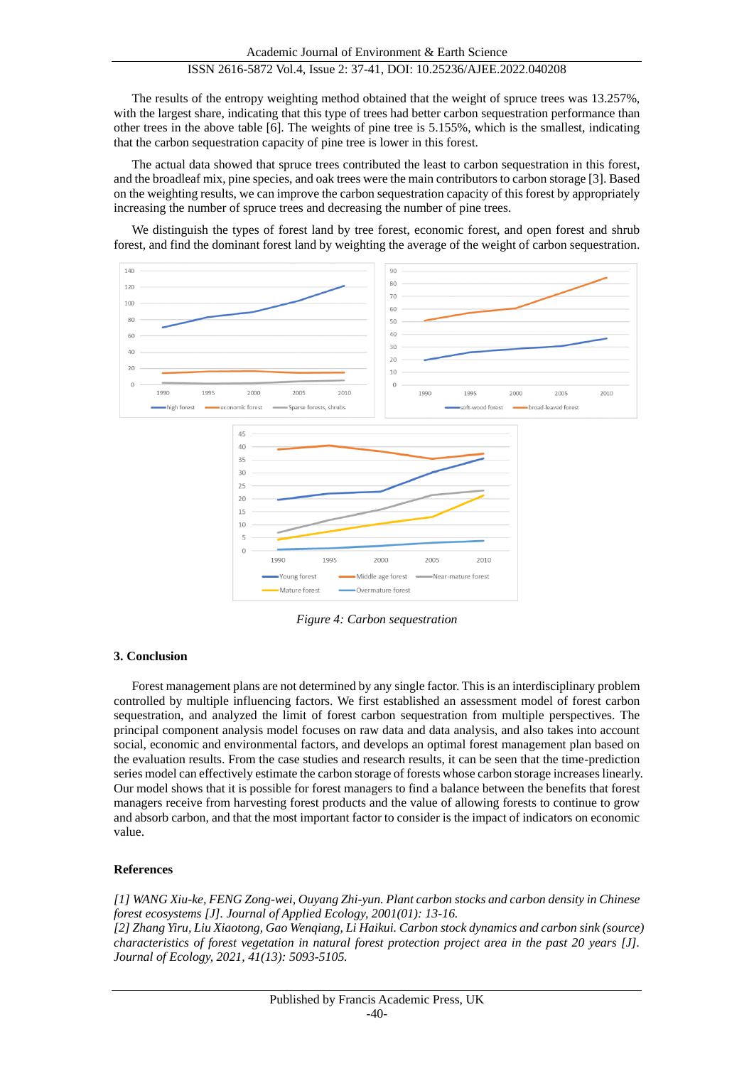The results of the entropy weighting method obtained that the weight of spruce trees was 13.257%, with the largest share, indicating that this type of trees had better carbon sequestration performance than other trees in the above table [6]. The weights of pine tree is 5.155%, which is the smallest, indicating that the carbon sequestration capacity of pine tree is lower in this forest.

The actual data showed that spruce trees contributed the least to carbon sequestration in this forest, and the broadleaf mix, pine species, and oak trees were the main contributors to carbon storage [3]. Based on the weighting results, we can improve the carbon sequestration capacity of this forest by appropriately increasing the number of spruce trees and decreasing the number of pine trees.

We distinguish the types of forest land by tree forest, economic forest, and open forest and shrub forest, and find the dominant forest land by weighting the average of the weight of carbon sequestration.

*Figure 4: Carbon sequestration*

### 3. Conclusion

Forest management plans are not determined by any single factor. This is an interdisciplinary problem controlled by multiple influencing factors. We first established an assessment model of forest carbon sequestration, and analyzed the limit of forest carbon sequestration from multiple perspectives. The principal component analysis model focuses on raw data and data analysis, and also takes into account social, economic and environmental factors, and develops an optimal forest management plan based on the evaluation results. From the case studies and research results, it can be seen that the time-prediction series model can effectively estimate the carbon storage of forests whose carbon storage increases linearly. Our model shows that it is possible for forest managers to find a balance between the benefits that forest managers receive from harvesting forest products and the value of allowing forests to continue to grow and absorb carbon, and that the most important factor to consider is the impact of indicators on economic value.

### References

*[1] WANG Xiu-ke, FENG Zong-wei, Ouyang Zhi-yun. Plant carbon stocks and carbon density in Chinese forest ecosystems [J]. Journal of Applied Ecology, 2001(01): 13-16.*

*[2] Zhang Yiru, Liu Xiaotong, Gao Wenqiang, Li Haikui. Carbon stock dynamics and carbon sink (source) characteristics of forest vegetation in natural forest protection project area in the past 20 years [J]. Journal of Ecology, 2021, 41(13): 5093-5105.*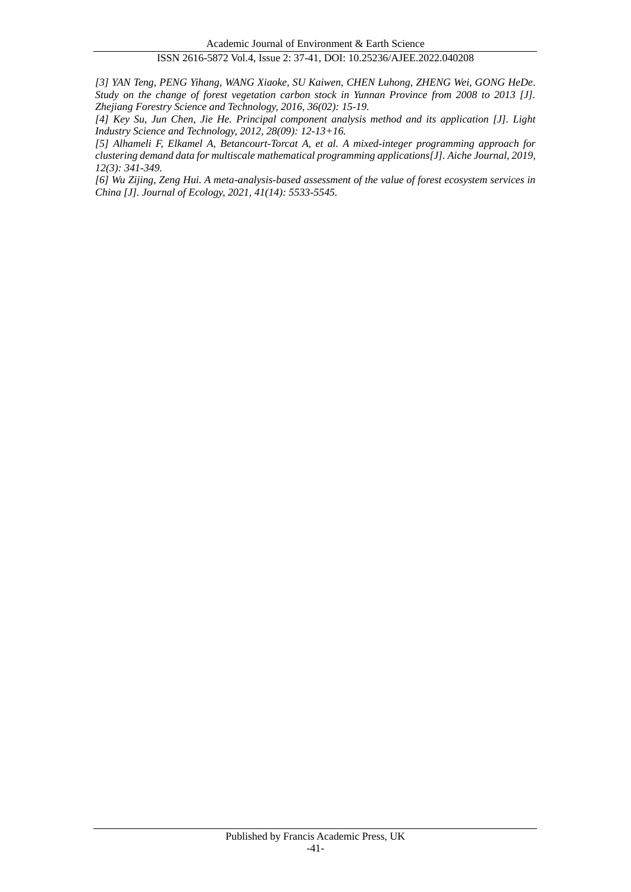*[3] YAN Teng, PENG Yihang, WANG Xiaoke, SU Kaiwen, CHEN Luhong, ZHENG Wei, GONG HeDe. Study on the change of forest vegetation carbon stock in Yunnan Province from 2008 to 2013 [J]. Zhejiang Forestry Science and Technology, 2016, 36(02): 15-19.*

*[4] Key Su, Jun Chen, Jie He. Principal component analysis method and its application [J]. Light Industry Science and Technology, 2012, 28(09): 12-13+16.*

*[5] Alhameli F, Elkamel A, Betancourt-Torcat A, et al. A mixed-integer programming approach for clustering demand data for multiscale mathematical programming applications[J]. Aiche Journal, 2019, 12(3): 341-349.*

*[6] Wu Zijing, Zeng Hui. A meta-analysis-based assessment of the value of forest ecosystem services in China [J]. Journal of Ecology, 2021, 41(14): 5533-5545.*